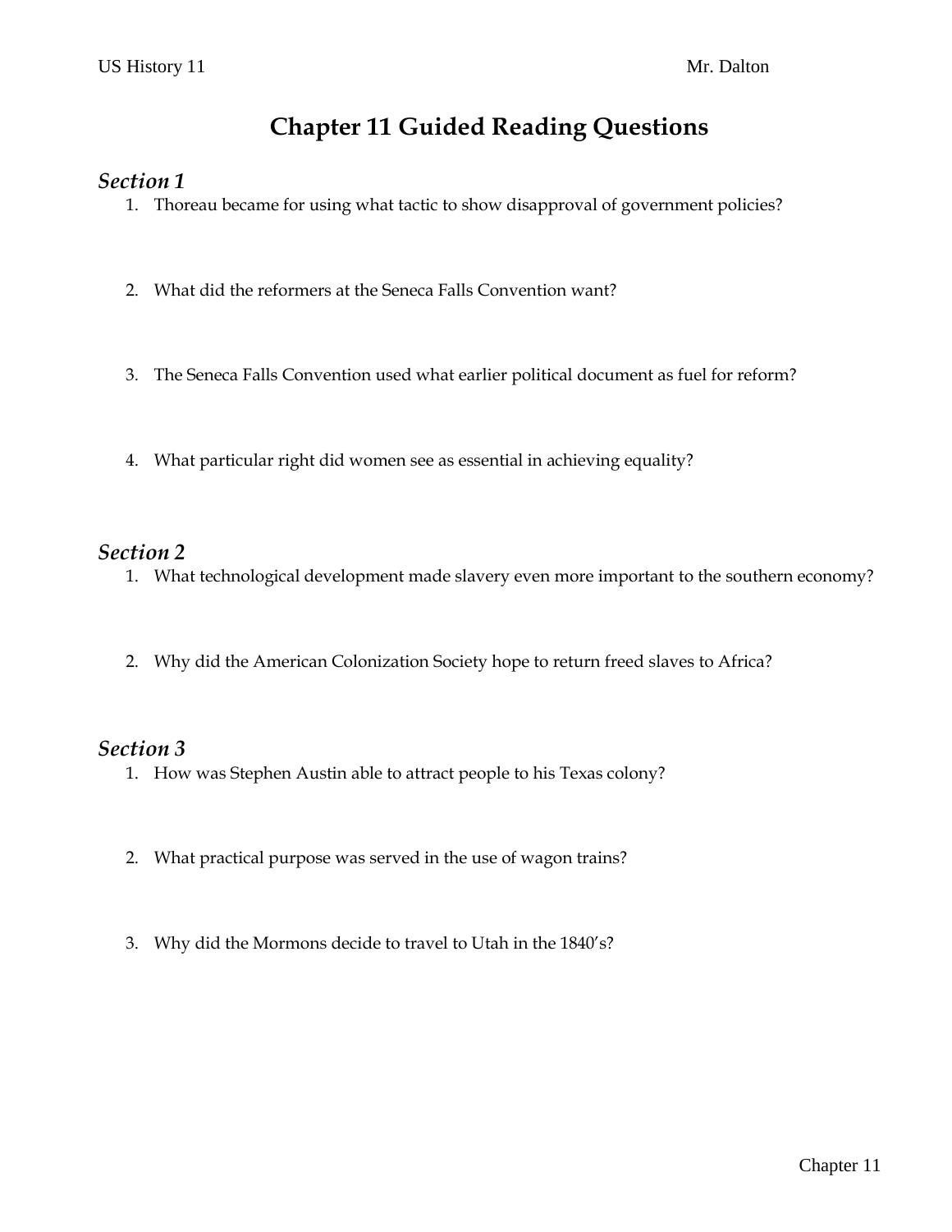US History 11 Mr. Dalton

# Chapter 11 Guided Reading Questions

### *Section 1*

1. Thoreau became for using what tactic to show disapproval of government policies?
2. What did the reformers at the Seneca Falls Convention want?
3. The Seneca Falls Convention used what earlier political document as fuel for reform?
4. What particular right did women see as essential in achieving equality?

### *Section 2*

1. What technological development made slavery even more important to the southern economy?
2. Why did the American Colonization Society hope to return freed slaves to Africa?

### *Section 3*

1. How was Stephen Austin able to attract people to his Texas colony?
2. What practical purpose was served in the use of wagon trains?
3. Why did the Mormons decide to travel to Utah in the 1840's?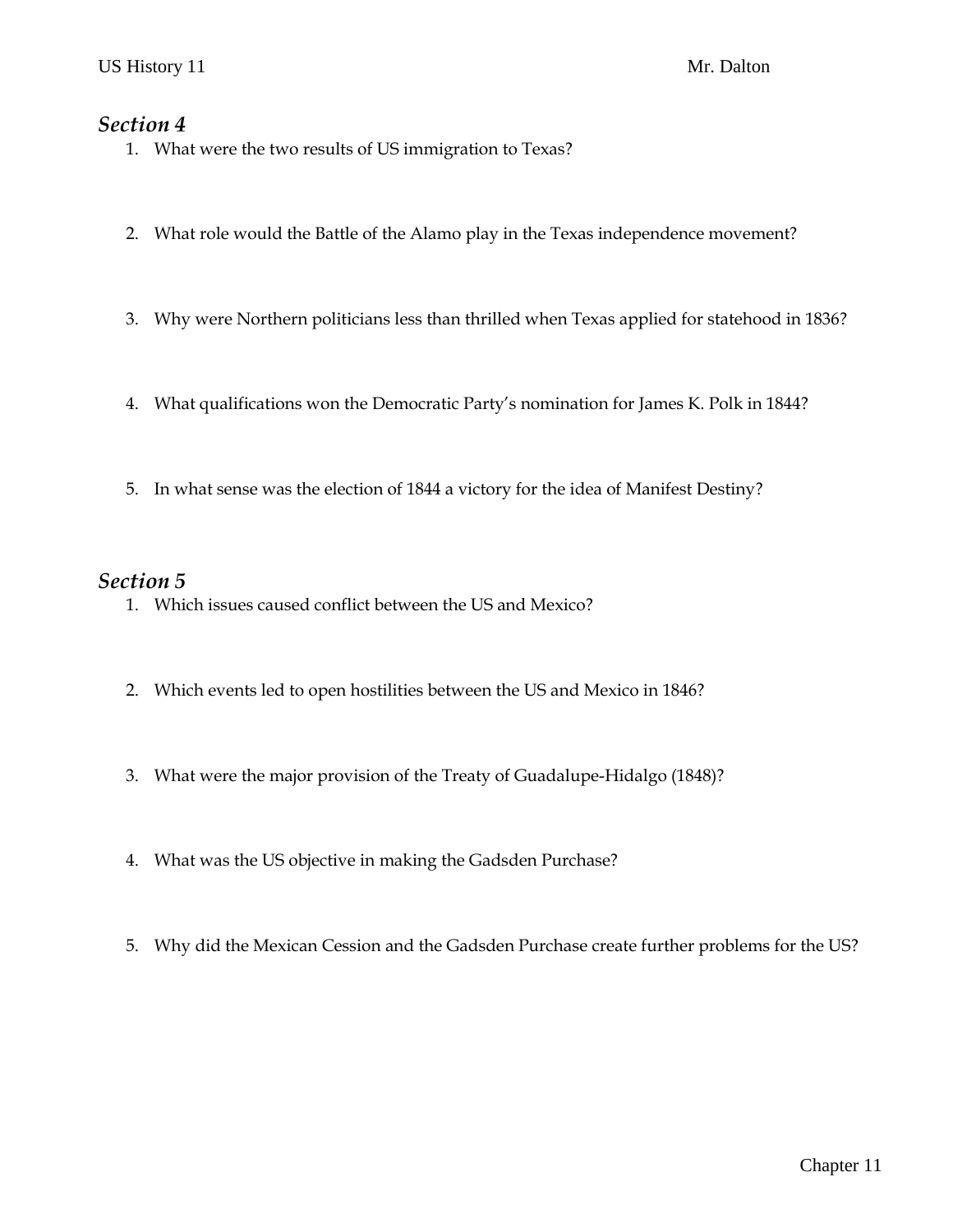## *Section 4*

1. What were the two results of US immigration to Texas?
2. What role would the Battle of the Alamo play in the Texas independence movement?
3. Why were Northern politicians less than thrilled when Texas applied for statehood in 1836?
4. What qualifications won the Democratic Party's nomination for James K. Polk in 1844?
5. In what sense was the election of 1844 a victory for the idea of Manifest Destiny?

## *Section 5*

1. Which issues caused conflict between the US and Mexico?
2. Which events led to open hostilities between the US and Mexico in 1846?
3. What were the major provision of the Treaty of Guadalupe-Hidalgo (1848)?
4. What was the US objective in making the Gadsden Purchase?
5. Why did the Mexican Cession and the Gadsden Purchase create further problems for the US?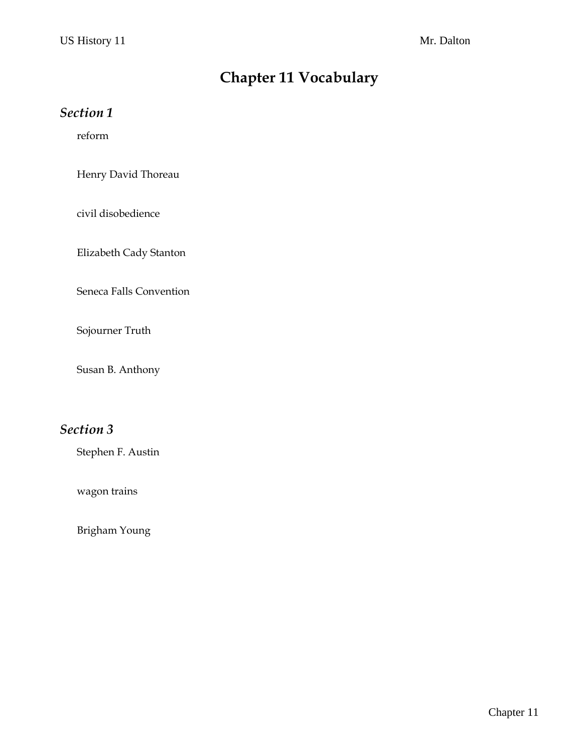# Chapter 11 Vocabulary

## *Section 1*

reform

Henry David Thoreau

civil disobedience

Elizabeth Cady Stanton

Seneca Falls Convention

Sojourner Truth

Susan B. Anthony

## *Section 3*

Stephen F. Austin

wagon trains

Brigham Young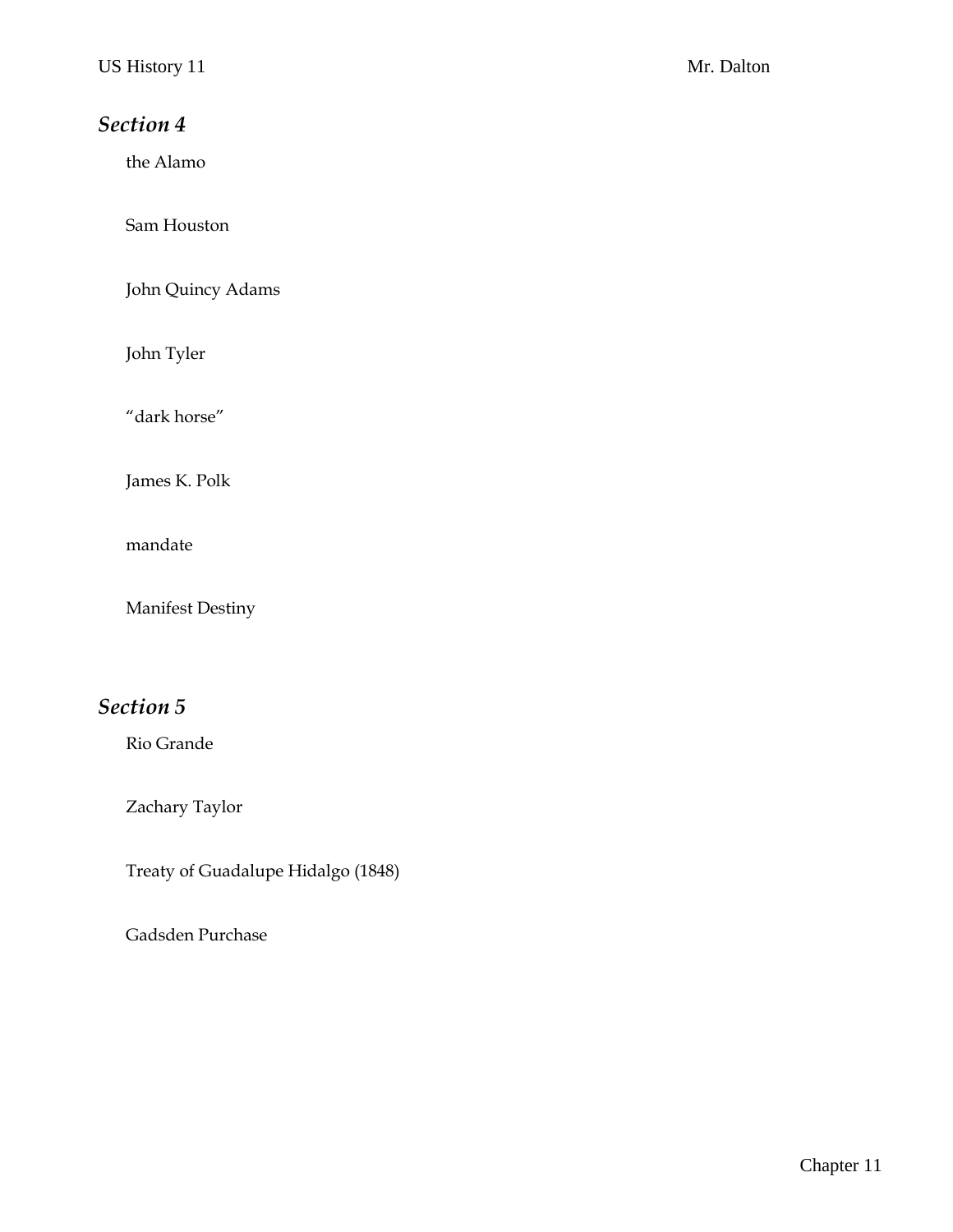## *Section 4*

the Alamo

Sam Houston

John Quincy Adams

John Tyler

"dark horse"

James K. Polk

mandate

Manifest Destiny

## *Section 5*

Rio Grande

Zachary Taylor

Treaty of Guadalupe Hidalgo (1848)

Gadsden Purchase